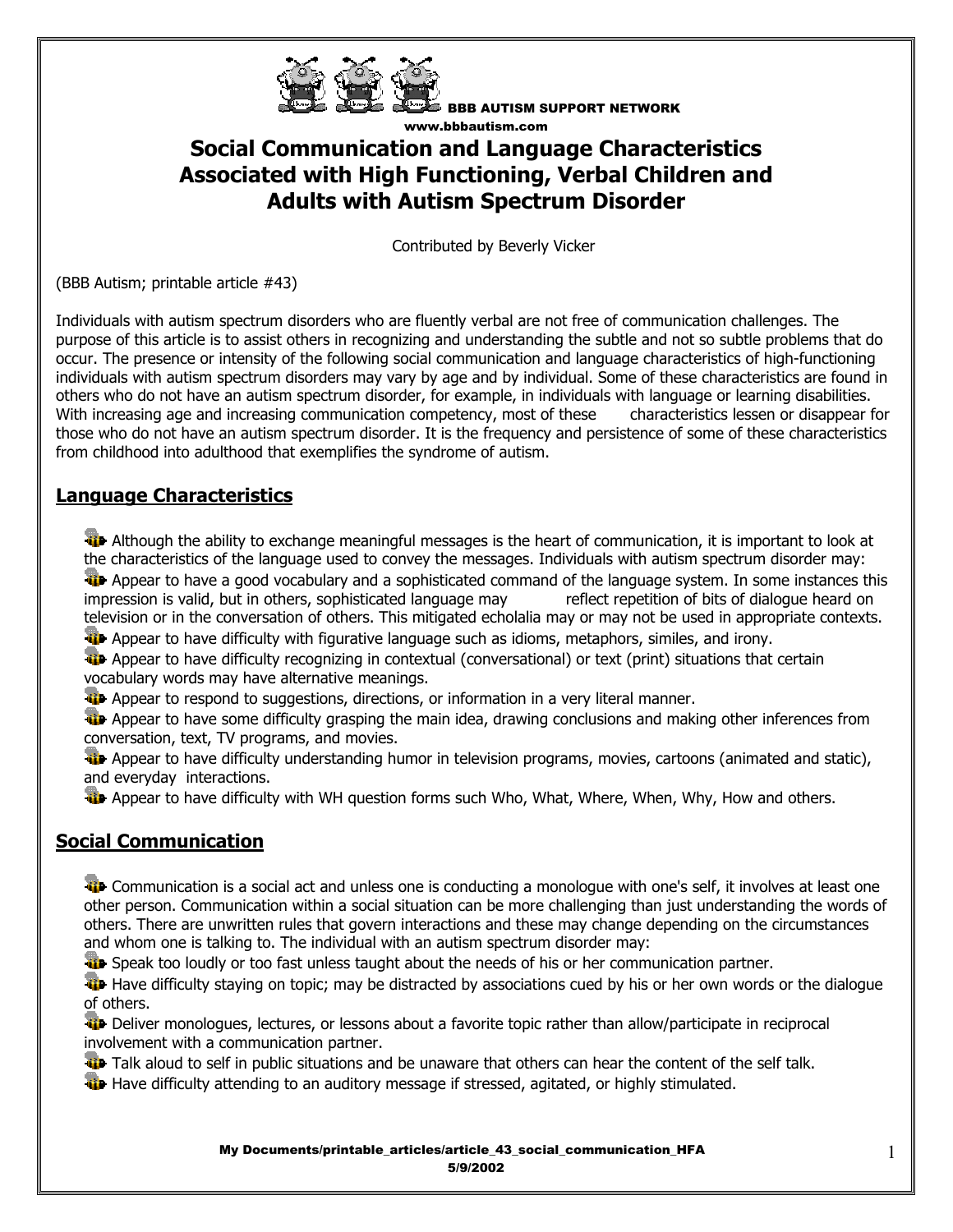BBB AUTISM SUPPORT NETWORK
www.bbbautism.com

# Social Communication and Language Characteristics Associated with High Functioning, Verbal Children and Adults with Autism Spectrum Disorder

Contributed by Beverly Vicker

(BBB Autism; printable article #43)

Individuals with autism spectrum disorders who are fluently verbal are not free of communication challenges. The purpose of this article is to assist others in recognizing and understanding the subtle and not so subtle problems that do occur. The presence or intensity of the following social communication and language characteristics of high-functioning individuals with autism spectrum disorders may vary by age and by individual. Some of these characteristics are found in others who do not have an autism spectrum disorder, for example, in individuals with language or learning disabilities. With increasing age and increasing communication competency, most of these characteristics lessen or disappear for those who do not have an autism spectrum disorder. It is the frequency and persistence of some of these characteristics from childhood into adulthood that exemplifies the syndrome of autism.

## Language Characteristics

- Although the ability to exchange meaningful messages is the heart of communication, it is important to look at the characteristics of the language used to convey the messages. Individuals with autism spectrum disorder may:
- Appear to have a good vocabulary and a sophisticated command of the language system. In some instances this impression is valid, but in others, sophisticated language may reflect repetition of bits of dialogue heard on television or in the conversation of others. This mitigated echolalia may or may not be used in appropriate contexts.
- Appear to have difficulty with figurative language such as idioms, metaphors, similes, and irony.
- Appear to have difficulty recognizing in contextual (conversational) or text (print) situations that certain vocabulary words may have alternative meanings.
- Appear to respond to suggestions, directions, or information in a very literal manner.
- Appear to have some difficulty grasping the main idea, drawing conclusions and making other inferences from conversation, text, TV programs, and movies.
- Appear to have difficulty understanding humor in television programs, movies, cartoons (animated and static), and everyday interactions.
- Appear to have difficulty with WH question forms such Who, What, Where, When, Why, How and others.

## Social Communication

- Communication is a social act and unless one is conducting a monologue with one's self, it involves at least one other person. Communication within a social situation can be more challenging than just understanding the words of others. There are unwritten rules that govern interactions and these may change depending on the circumstances and whom one is talking to. The individual with an autism spectrum disorder may:
- Speak too loudly or too fast unless taught about the needs of his or her communication partner.
- Have difficulty staying on topic; may be distracted by associations cued by his or her own words or the dialogue of others.
- Deliver monologues, lectures, or lessons about a favorite topic rather than allow/participate in reciprocal involvement with a communication partner.
- Talk aloud to self in public situations and be unaware that others can hear the content of the self talk.
- Have difficulty attending to an auditory message if stressed, agitated, or highly stimulated.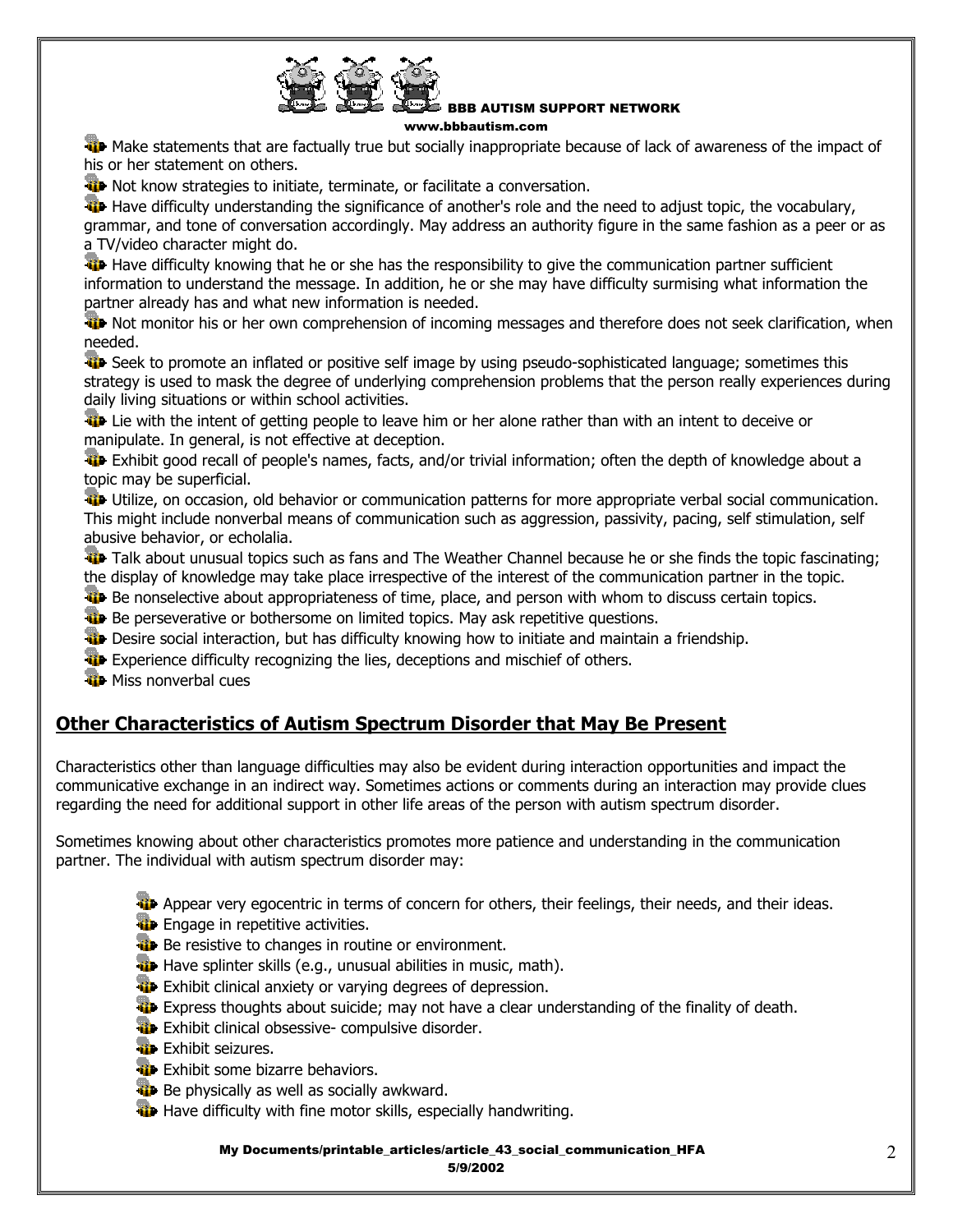- Make statements that are factually true but socially inappropriate because of lack of awareness of the impact of his or her statement on others.
- Not know strategies to initiate, terminate, or facilitate a conversation.
- Have difficulty understanding the significance of another's role and the need to adjust topic, the vocabulary, grammar, and tone of conversation accordingly. May address an authority figure in the same fashion as a peer or as a TV/video character might do.
- Have difficulty knowing that he or she has the responsibility to give the communication partner sufficient information to understand the message. In addition, he or she may have difficulty surmising what information the partner already has and what new information is needed.
- Not monitor his or her own comprehension of incoming messages and therefore does not seek clarification, when needed.
- Seek to promote an inflated or positive self image by using pseudo-sophisticated language; sometimes this strategy is used to mask the degree of underlying comprehension problems that the person really experiences during daily living situations or within school activities.
- Lie with the intent of getting people to leave him or her alone rather than with an intent to deceive or manipulate. In general, is not effective at deception.
- Exhibit good recall of people's names, facts, and/or trivial information; often the depth of knowledge about a topic may be superficial.
- Utilize, on occasion, old behavior or communication patterns for more appropriate verbal social communication. This might include nonverbal means of communication such as aggression, passivity, pacing, self stimulation, self abusive behavior, or echolalia.
- Talk about unusual topics such as fans and The Weather Channel because he or she finds the topic fascinating; the display of knowledge may take place irrespective of the interest of the communication partner in the topic.
- Be nonselective about appropriateness of time, place, and person with whom to discuss certain topics.
- Be perseverative or bothersome on limited topics. May ask repetitive questions.
- Desire social interaction, but has difficulty knowing how to initiate and maintain a friendship.
- Experience difficulty recognizing the lies, deceptions and mischief of others.
- Miss nonverbal cues

## Other Characteristics of Autism Spectrum Disorder that May Be Present

Characteristics other than language difficulties may also be evident during interaction opportunities and impact the communicative exchange in an indirect way. Sometimes actions or comments during an interaction may provide clues regarding the need for additional support in other life areas of the person with autism spectrum disorder.

Sometimes knowing about other characteristics promotes more patience and understanding in the communication partner. The individual with autism spectrum disorder may:

- Appear very egocentric in terms of concern for others, their feelings, their needs, and their ideas.
- Engage in repetitive activities.
- Be resistive to changes in routine or environment.
- Have splinter skills (e.g., unusual abilities in music, math).
- Exhibit clinical anxiety or varying degrees of depression.
- Express thoughts about suicide; may not have a clear understanding of the finality of death.
- Exhibit clinical obsessive- compulsive disorder.
- Exhibit seizures.
- Exhibit some bizarre behaviors.
- Be physically as well as socially awkward.
- Have difficulty with fine motor skills, especially handwriting.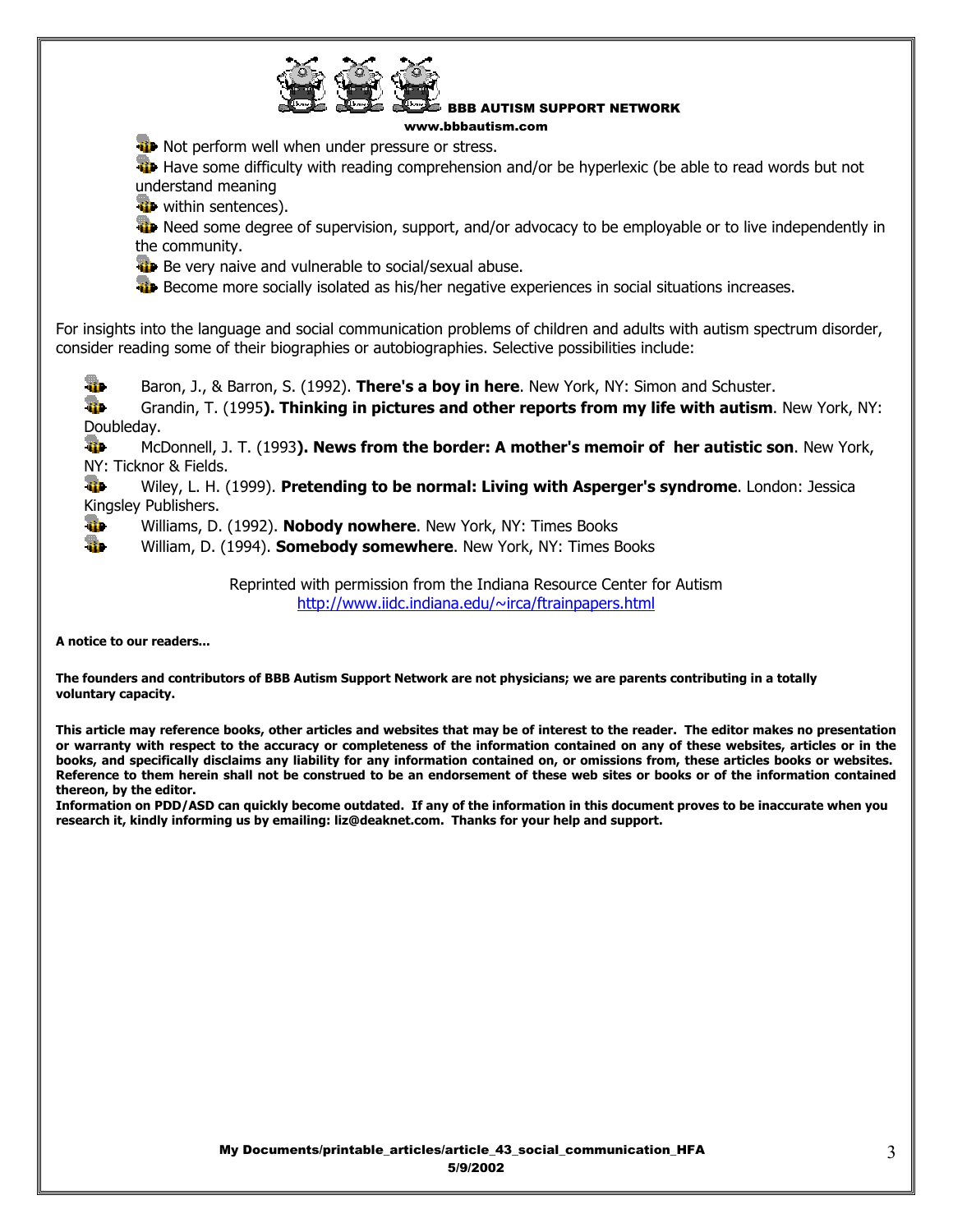- Not perform well when under pressure or stress.
- Have some difficulty with reading comprehension and/or be hyperlexic (be able to read words but not understand meaning
- within sentences).
- Need some degree of supervision, support, and/or advocacy to be employable or to live independently in the community.
- Be very naive and vulnerable to social/sexual abuse.
- Become more socially isolated as his/her negative experiences in social situations increases.

For insights into the language and social communication problems of children and adults with autism spectrum disorder, consider reading some of their biographies or autobiographies. Selective possibilities include:

- Baron, J., & Barron, S. (1992). **There's a boy in here**. New York, NY: Simon and Schuster.
- Grandin, T. (1995**). Thinking in pictures and other reports from my life with autism**. New York, NY: Doubleday.
- McDonnell, J. T. (1993**). News from the border: A mother's memoir of her autistic son**. New York, NY: Ticknor & Fields.
- Wiley, L. H. (1999). **Pretending to be normal: Living with Asperger's syndrome**. London: Jessica Kingsley Publishers.
- Williams, D. (1992). **Nobody nowhere**. New York, NY: Times Books
- William, D. (1994). **Somebody somewhere**. New York, NY: Times Books

Reprinted with permission from the Indiana Resource Center for Autism
http://www.iidc.indiana.edu/~irca/ftrainpapers.html

**A notice to our readers...**

**The founders and contributors of BBB Autism Support Network are not physicians; we are parents contributing in a totally voluntary capacity.**

**This article may reference books, other articles and websites that may be of interest to the reader. The editor makes no presentation or warranty with respect to the accuracy or completeness of the information contained on any of these websites, articles or in the books, and specifically disclaims any liability for any information contained on, or omissions from, these articles books or websites. Reference to them herein shall not be construed to be an endorsement of these web sites or books or of the information contained thereon, by the editor.**
**Information on PDD/ASD can quickly become outdated. If any of the information in this document proves to be inaccurate when you research it, kindly informing us by emailing: liz@deaknet.com. Thanks for your help and support.**